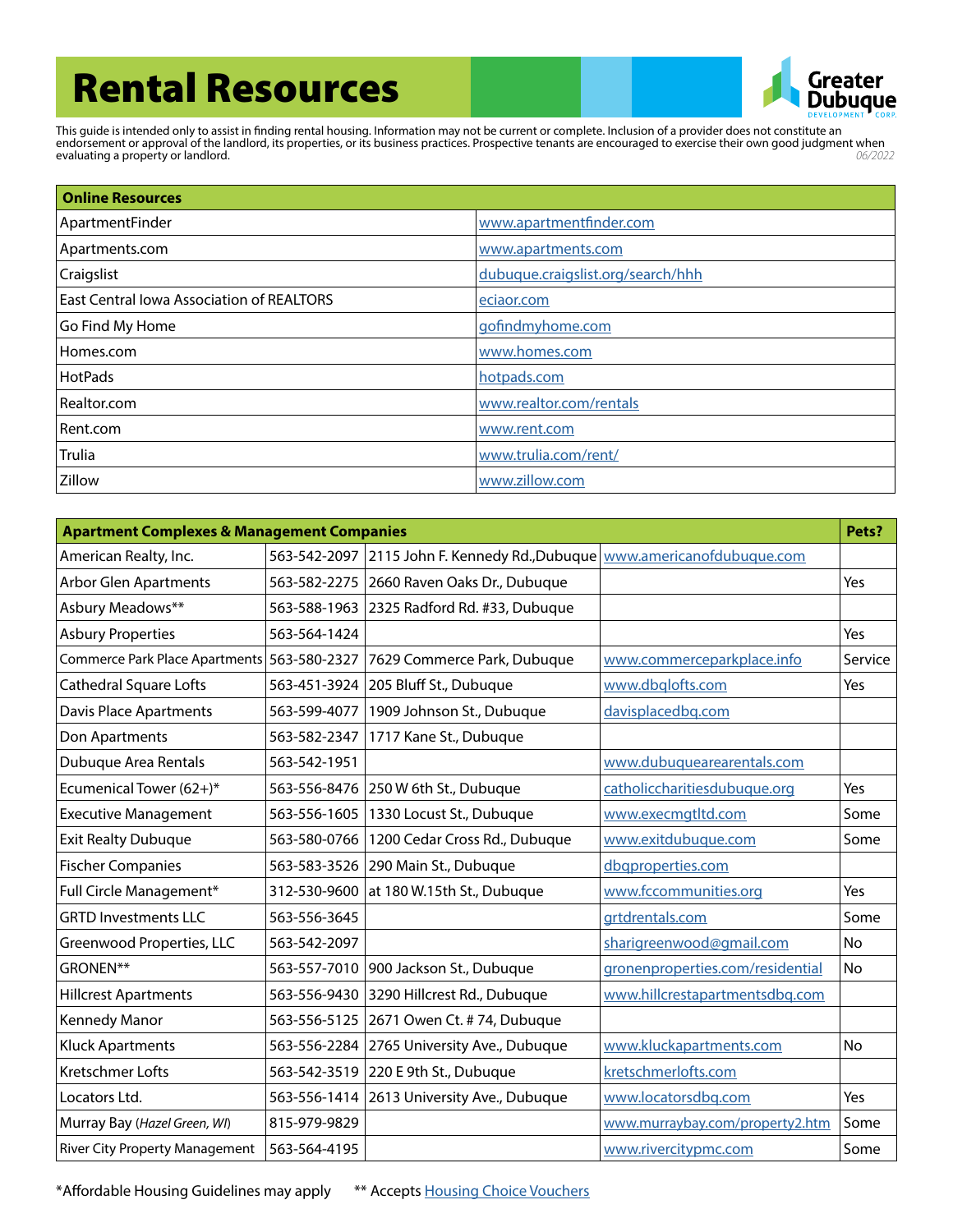# Rental Resources

Greater Dubuque Development Corp.

This guide is intended only to assist in finding rental housing. Information may not be current or complete. Inclusion of a provider does not constitute an endorsement or approval of the landlord, its properties, or its business practices. Prospective tenants are encouraged to exercise their own good judgment when evaluating a property or landlord.

*06/2022*

| **Online Resources** | |
|---|---|
| ApartmentFinder | www.apartmentfinder.com |
| Apartments.com | www.apartments.com |
| Craigslist | dubuque.craigslist.org/search/hhh |
| East Central Iowa Association of REALTORS | eciaor.com |
| Go Find My Home | gofindmyhome.com |
| Homes.com | www.homes.com |
| HotPads | hotpads.com |
| Realtor.com | www.realtor.com/rentals |
| Rent.com | www.rent.com |
| Trulia | www.trulia.com/rent/ |
| Zillow | www.zillow.com |

| **Apartment Complexes & Management Companies** | | | | **Pets?** |
|---|---|---|---|---|
| American Realty, Inc. | 563-542-2097 | 2115 John F. Kennedy Rd.,Dubuque | www.americanofdubuque.com | |
| Arbor Glen Apartments | 563-582-2275 | 2660 Raven Oaks Dr., Dubuque | | Yes |
| Asbury Meadows** | 563-588-1963 | 2325 Radford Rd. #33, Dubuque | | |
| Asbury Properties | 563-564-1424 | | | Yes |
| Commerce Park Place Apartments | 563-580-2327 | 7629 Commerce Park, Dubuque | www.commerceparkplace.info | Service |
| Cathedral Square Lofts | 563-451-3924 | 205 Bluff St., Dubuque | www.dbqlofts.com | Yes |
| Davis Place Apartments | 563-599-4077 | 1909 Johnson St., Dubuque | davisplacedbq.com | |
| Don Apartments | 563-582-2347 | 1717 Kane St., Dubuque | | |
| Dubuque Area Rentals | 563-542-1951 | | www.dubuquearearentals.com | |
| Ecumenical Tower (62+)* | 563-556-8476 | 250 W 6th St., Dubuque | catholiccharitiesdubuque.org | Yes |
| Executive Management | 563-556-1605 | 1330 Locust St., Dubuque | www.execmgtltd.com | Some |
| Exit Realty Dubuque | 563-580-0766 | 1200 Cedar Cross Rd., Dubuque | www.exitdubuque.com | Some |
| Fischer Companies | 563-583-3526 | 290 Main St., Dubuque | dbqproperties.com | |
| Full Circle Management* | 312-530-9600 | at 180 W.15th St., Dubuque | www.fccommunities.org | Yes |
| GRTD Investments LLC | 563-556-3645 | | grtdrentals.com | Some |
| Greenwood Properties, LLC | 563-542-2097 | | sharigreenwood@gmail.com | No |
| GRONEN** | 563-557-7010 | 900 Jackson St., Dubuque | gronenproperties.com/residential | No |
| Hillcrest Apartments | 563-556-9430 | 3290 Hillcrest Rd., Dubuque | www.hillcrestapartmentsdbq.com | |
| Kennedy Manor | 563-556-5125 | 2671 Owen Ct. # 74, Dubuque | | |
| Kluck Apartments | 563-556-2284 | 2765 University Ave., Dubuque | www.kluckapartments.com | No |
| Kretschmer Lofts | 563-542-3519 | 220 E 9th St., Dubuque | kretschmerlofts.com | |
| Locators Ltd. | 563-556-1414 | 2613 University Ave., Dubuque | www.locatorsdbq.com | Yes |
| Murray Bay (*Hazel Green, WI*) | 815-979-9829 | | www.murraybay.com/property2.htm | Some |
| River City Property Management | 563-564-4195 | | www.rivercitypmc.com | Some |

*Affordable Housing Guidelines may apply    ** Accepts Housing Choice Vouchers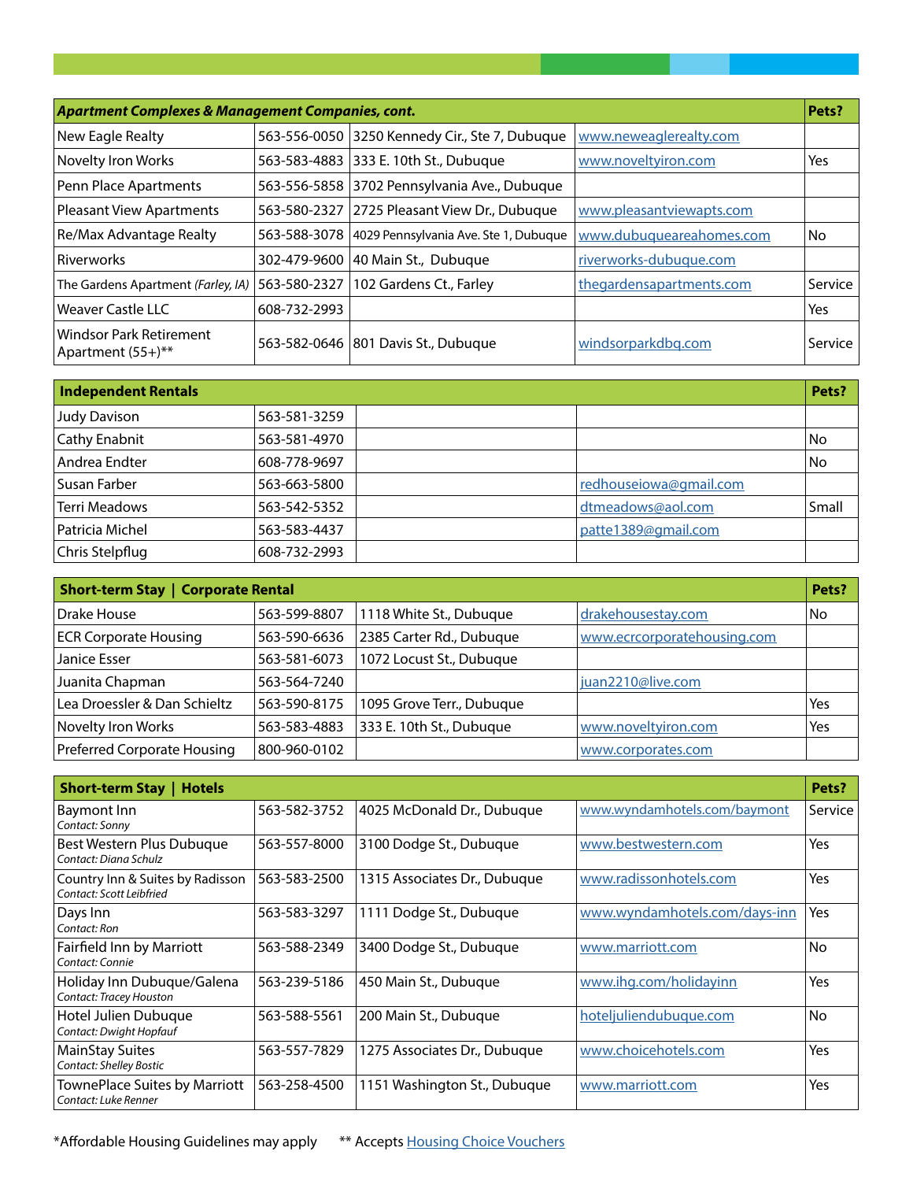| *Apartment Complexes & Management Companies, cont.* | | | | Pets? |
|---|---|---|---|---|
| New Eagle Realty | 563-556-0050 | 3250 Kennedy Cir., Ste 7, Dubuque | www.neweaglerealty.com | |
| Novelty Iron Works | 563-583-4883 | 333 E. 10th St., Dubuque | www.noveltyiron.com | Yes |
| Penn Place Apartments | 563-556-5858 | 3702 Pennsylvania Ave., Dubuque | | |
| Pleasant View Apartments | 563-580-2327 | 2725 Pleasant View Dr., Dubuque | www.pleasantviewapts.com | |
| Re/Max Advantage Realty | 563-588-3078 | 4029 Pennsylvania Ave. Ste 1, Dubuque | www.dubuqueareahomes.com | No |
| Riverworks | 302-479-9600 | 40 Main St., Dubuque | riverworks-dubuque.com | |
| The Gardens Apartment *(Farley, IA)* | 563-580-2327 | 102 Gardens Ct., Farley | thegardensapartments.com | Service |
| Weaver Castle LLC | 608-732-2993 | | | Yes |
| Windsor Park Retirement Apartment (55+)** | 563-582-0646 | 801 Davis St., Dubuque | windsorparkdbq.com | Service |

| Independent Rentals | | | | Pets? |
|---|---|---|---|---|
| Judy Davison | 563-581-3259 | | | |
| Cathy Enabnit | 563-581-4970 | | | No |
| Andrea Endter | 608-778-9697 | | | No |
| Susan Farber | 563-663-5800 | | redhouseiowa@gmail.com | |
| Terri Meadows | 563-542-5352 | | dtmeadows@aol.com | Small |
| Patricia Michel | 563-583-4437 | | patte1389@gmail.com | |
| Chris Stelpflug | 608-732-2993 | | | |

| Short-term Stay \| Corporate Rental | | | | Pets? |
|---|---|---|---|---|
| Drake House | 563-599-8807 | 1118 White St., Dubuque | drakehousestay.com | No |
| ECR Corporate Housing | 563-590-6636 | 2385 Carter Rd., Dubuque | www.ecrcorporatehousing.com | |
| Janice Esser | 563-581-6073 | 1072 Locust St., Dubuque | | |
| Juanita Chapman | 563-564-7240 | | juan2210@live.com | |
| Lea Droessler & Dan Schieltz | 563-590-8175 | 1095 Grove Terr., Dubuque | | Yes |
| Novelty Iron Works | 563-583-4883 | 333 E. 10th St., Dubuque | www.noveltyiron.com | Yes |
| Preferred Corporate Housing | 800-960-0102 | | www.corporates.com | |

| Short-term Stay \| Hotels | | | | Pets? |
|---|---|---|---|---|
| Baymont Inn<br>*Contact: Sonny* | 563-582-3752 | 4025 McDonald Dr., Dubuque | www.wyndamhotels.com/baymont | Service |
| Best Western Plus Dubuque<br>*Contact: Diana Schulz* | 563-557-8000 | 3100 Dodge St., Dubuque | www.bestwestern.com | Yes |
| Country Inn & Suites by Radisson<br>*Contact: Scott Leibfried* | 563-583-2500 | 1315 Associates Dr., Dubuque | www.radissonhotels.com | Yes |
| Days Inn<br>*Contact: Ron* | 563-583-3297 | 1111 Dodge St., Dubuque | www.wyndamhotels.com/days-inn | Yes |
| Fairfield Inn by Marriott<br>*Contact: Connie* | 563-588-2349 | 3400 Dodge St., Dubuque | www.marriott.com | No |
| Holiday Inn Dubuque/Galena<br>*Contact: Tracey Houston* | 563-239-5186 | 450 Main St., Dubuque | www.ihg.com/holidayinn | Yes |
| Hotel Julien Dubuque<br>*Contact: Dwight Hopfauf* | 563-588-5561 | 200 Main St., Dubuque | hoteljuliendubuque.com | No |
| MainStay Suites<br>*Contact: Shelley Bostic* | 563-557-7829 | 1275 Associates Dr., Dubuque | www.choicehotels.com | Yes |
| TownePlace Suites by Marriott<br>*Contact: Luke Renner* | 563-258-4500 | 1151 Washington St., Dubuque | www.marriott.com | Yes |

*Affordable Housing Guidelines may apply  ** Accepts Housing Choice Vouchers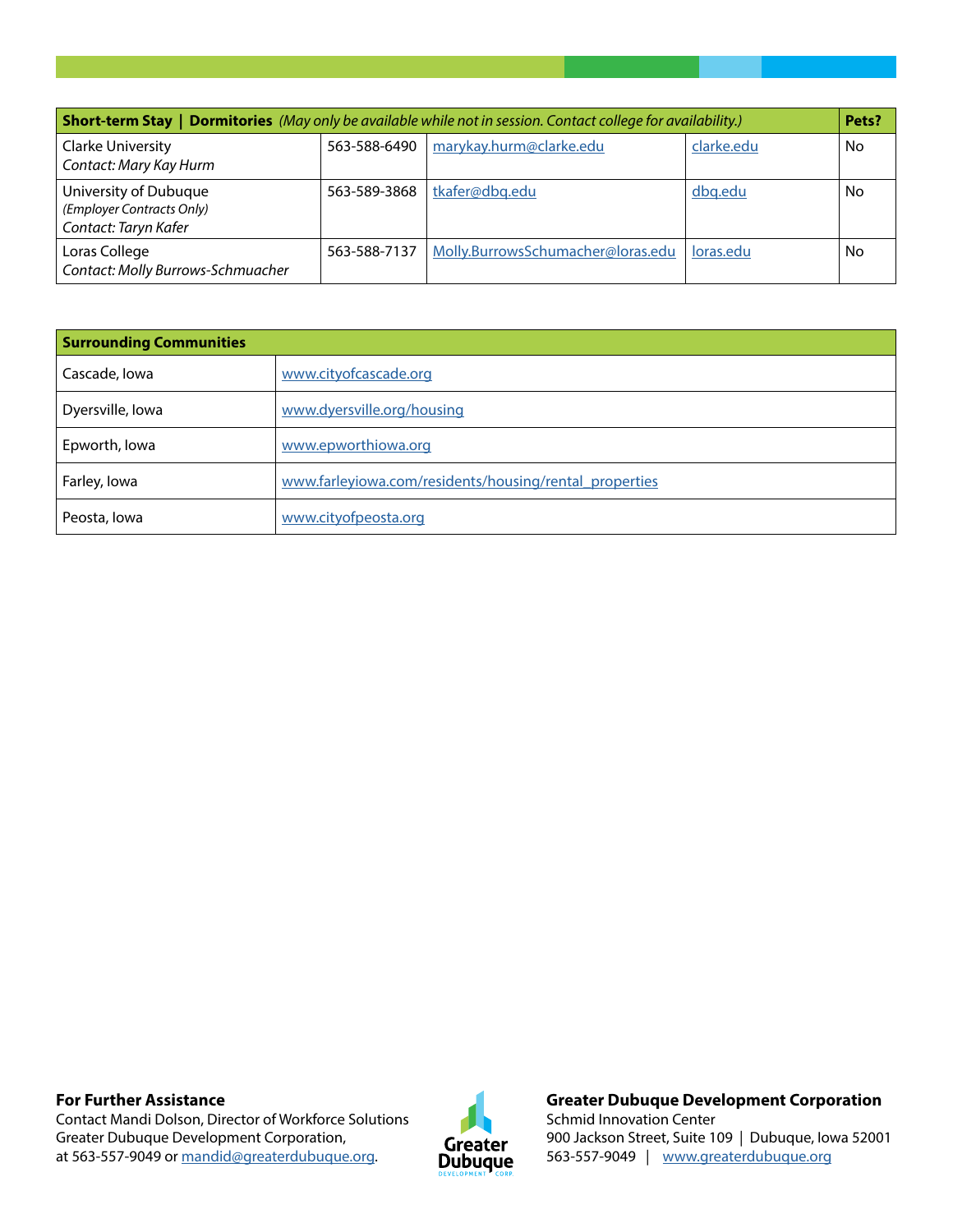| **Short-term Stay \| Dormitories** *(May only be available while not in session. Contact college for availability.)* | | | | **Pets?** |
|---|---|---|---|---|
| Clarke University<br>*Contact: Mary Kay Hurm* | 563-588-6490 | marykay.hurm@clarke.edu | clarke.edu | No |
| University of Dubuque<br>*(Employer Contracts Only)*<br>*Contact: Taryn Kafer* | 563-589-3868 | tkafer@dbq.edu | dbq.edu | No |
| Loras College<br>*Contact: Molly Burrows-Schmuacher* | 563-588-7137 | Molly.BurrowsSchumacher@loras.edu | loras.edu | No |

| **Surrounding Communities** | |
|---|---|
| Cascade, Iowa | www.cityofcascade.org |
| Dyersville, Iowa | www.dyersville.org/housing |
| Epworth, Iowa | www.epworthiowa.org |
| Farley, Iowa | www.farleyiowa.com/residents/housing/rental_properties |
| Peosta, Iowa | www.cityofpeosta.org |

**For Further Assistance**
Contact Mandi Dolson, Director of Workforce Solutions
Greater Dubuque Development Corporation,
at 563-557-9049 or mandid@greaterdubuque.org.

Greater Dubuque
DEVELOPMENT CORP.

**Greater Dubuque Development Corporation**
Schmid Innovation Center
900 Jackson Street, Suite 109 | Dubuque, Iowa 52001
563-557-9049 | www.greaterdubuque.org